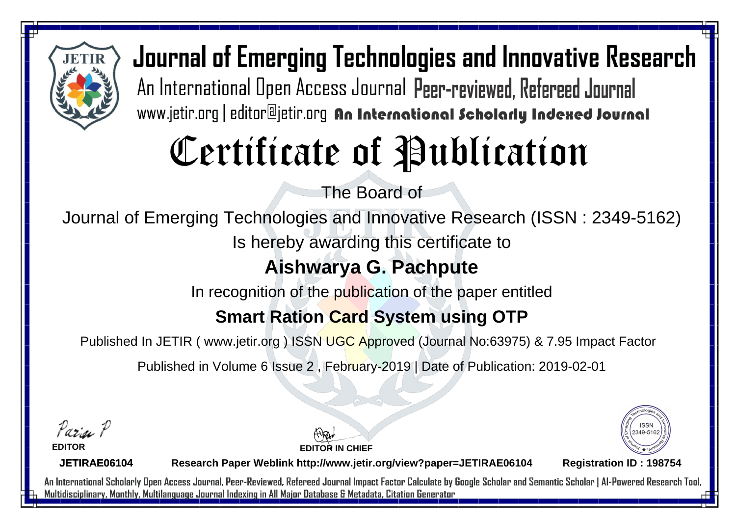# Journal of Emerging Technologies and Innovative Research

An International Open Access Journal Peer-reviewed, Refereed Journal

www.jetir.org | editor@jetir.org **An International Scholarly Indexed Journal**

# Certificate of Publication

The Board of

Journal of Emerging Technologies and Innovative Research (ISSN : 2349-5162)

Is hereby awarding this certificate to

## Aishwarya G. Pachpute

In recognition of the publication of the paper entitled

## Smart Ration Card System using OTP

Published In JETIR ( www.jetir.org ) ISSN UGC Approved (Journal No:63975) & 7.95 Impact Factor

Published in Volume 6 Issue 2 , February-2019 | Date of Publication: 2019-02-01

**EDITOR**

**EDITOR IN CHIEF**

ISSN 2349-5162

**JETIRAE06104** **Research Paper Weblink http://www.jetir.org/view?paper=JETIRAE06104** **Registration ID : 198754**

An International Scholarly Open Access Journal, Peer-Reviewed, Refereed Journal Impact Factor Calculate by Google Scholar and Semantic Scholar | AI-Powered Research Tool, Multidisciplinary, Monthly, Multilanguage Journal Indexing in All Major Database & Metadata, Citation Generator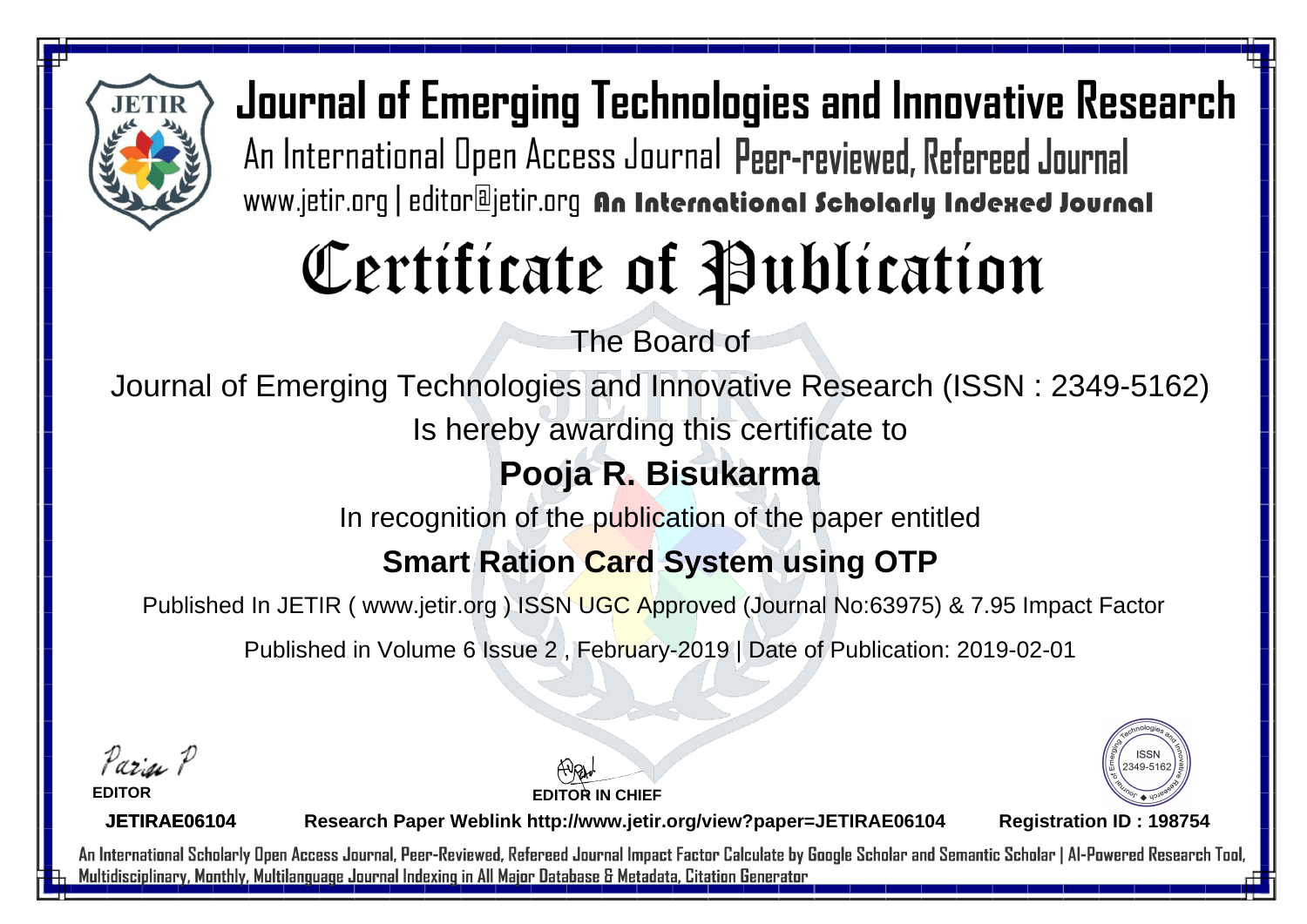# Journal of Emerging Technologies and Innovative Research

An International Open Access Journal Peer-reviewed, Refereed Journal

www.jetir.org | editor@jetir.org An International Scholarly Indexed Journal

# Certificate of Publication

The Board of

Journal of Emerging Technologies and Innovative Research (ISSN : 2349-5162)

Is hereby awarding this certificate to

## Pooja R. Bisukarma

In recognition of the publication of the paper entitled

## Smart Ration Card System using OTP

Published In JETIR ( www.jetir.org ) ISSN UGC Approved (Journal No:63975) & 7.95 Impact Factor

Published in Volume 6 Issue 2 , February-2019 | Date of Publication: 2019-02-01

**EDITOR**

**EDITOR IN CHIEF**

ISSN 2349-5162

**JETIRAE06104** **Research Paper Weblink http://www.jetir.org/view?paper=JETIRAE06104** **Registration ID : 198754**

An International Scholarly Open Access Journal, Peer-Reviewed, Refereed Journal Impact Factor Calculate by Google Scholar and Semantic Scholar | AI-Powered Research Tool, Multidisciplinary, Monthly, Multilanguage Journal Indexing in All Major Database & Metadata, Citation Generator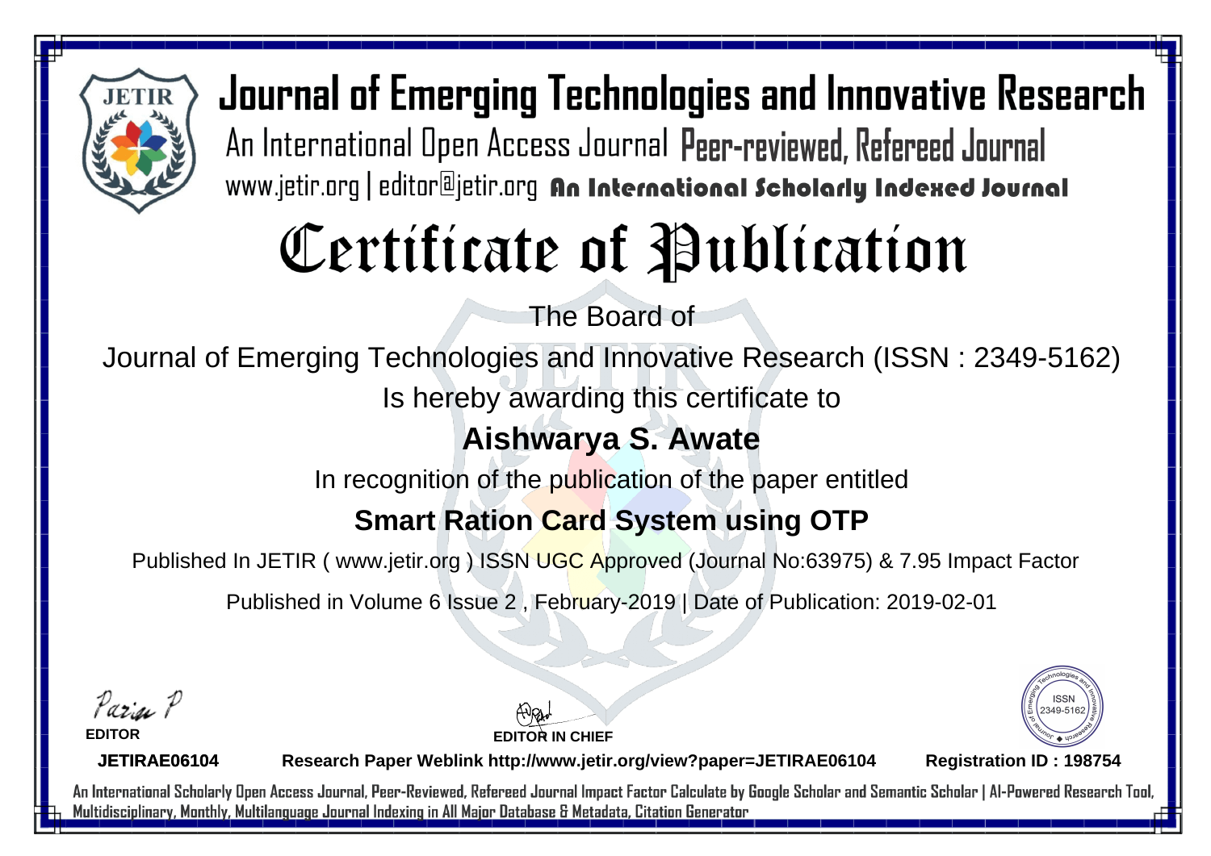# Journal of Emerging Technologies and Innovative Research

An International Open Access Journal Peer-reviewed, Refereed Journal

www.jetir.org | editor@jetir.org **An International Scholarly Indexed Journal**

# Certificate of Publication

The Board of

Journal of Emerging Technologies and Innovative Research (ISSN : 2349-5162)

Is hereby awarding this certificate to

## Aishwarya S. Awate

In recognition of the publication of the paper entitled

## Smart Ration Card System using OTP

Published In JETIR ( www.jetir.org ) ISSN UGC Approved (Journal No:63975) & 7.95 Impact Factor

Published in Volume 6 Issue 2 , February-2019 | Date of Publication: 2019-02-01

**EDITOR**

**EDITOR IN CHIEF**

ISSN 2349-5162

**JETIRAE06104** **Research Paper Weblink http://www.jetir.org/view?paper=JETIRAE06104** **Registration ID : 198754**

An International Scholarly Open Access Journal, Peer-Reviewed, Refereed Journal Impact Factor Calculate by Google Scholar and Semantic Scholar | AI-Powered Research Tool, Multidisciplinary, Monthly, Multilanguage Journal Indexing in All Major Database & Metadata, Citation Generator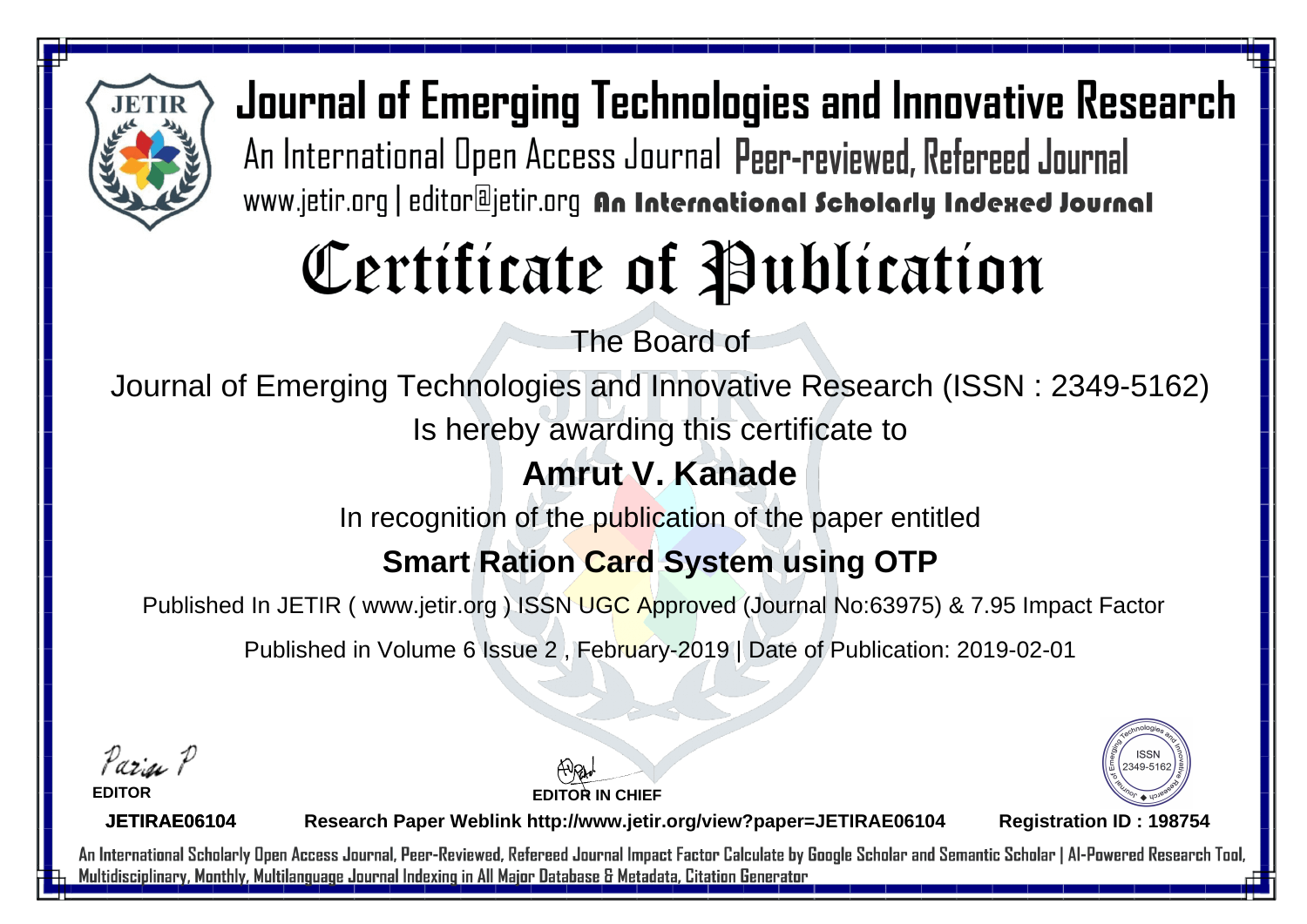# Journal of Emerging Technologies and Innovative Research

An International Open Access Journal Peer-reviewed, Refereed Journal

www.jetir.org | editor@jetir.org An International Scholarly Indexed Journal

# Certificate of Publication

The Board of

Journal of Emerging Technologies and Innovative Research (ISSN : 2349-5162)

Is hereby awarding this certificate to

## Amrut V. Kanade

In recognition of the publication of the paper entitled

## Smart Ration Card System using OTP

Published In JETIR ( www.jetir.org ) ISSN UGC Approved (Journal No:63975) & 7.95 Impact Factor

Published in Volume 6 Issue 2 , February-2019 | Date of Publication: 2019-02-01

**EDITOR**

**EDITOR IN CHIEF**

ISSN 2349-5162

**JETIRAE06104** **Research Paper Weblink http://www.jetir.org/view?paper=JETIRAE06104** **Registration ID : 198754**

An International Scholarly Open Access Journal, Peer-Reviewed, Refereed Journal Impact Factor Calculate by Google Scholar and Semantic Scholar | AI-Powered Research Tool, Multidisciplinary, Monthly, Multilanguage Journal Indexing in All Major Database & Metadata, Citation Generator